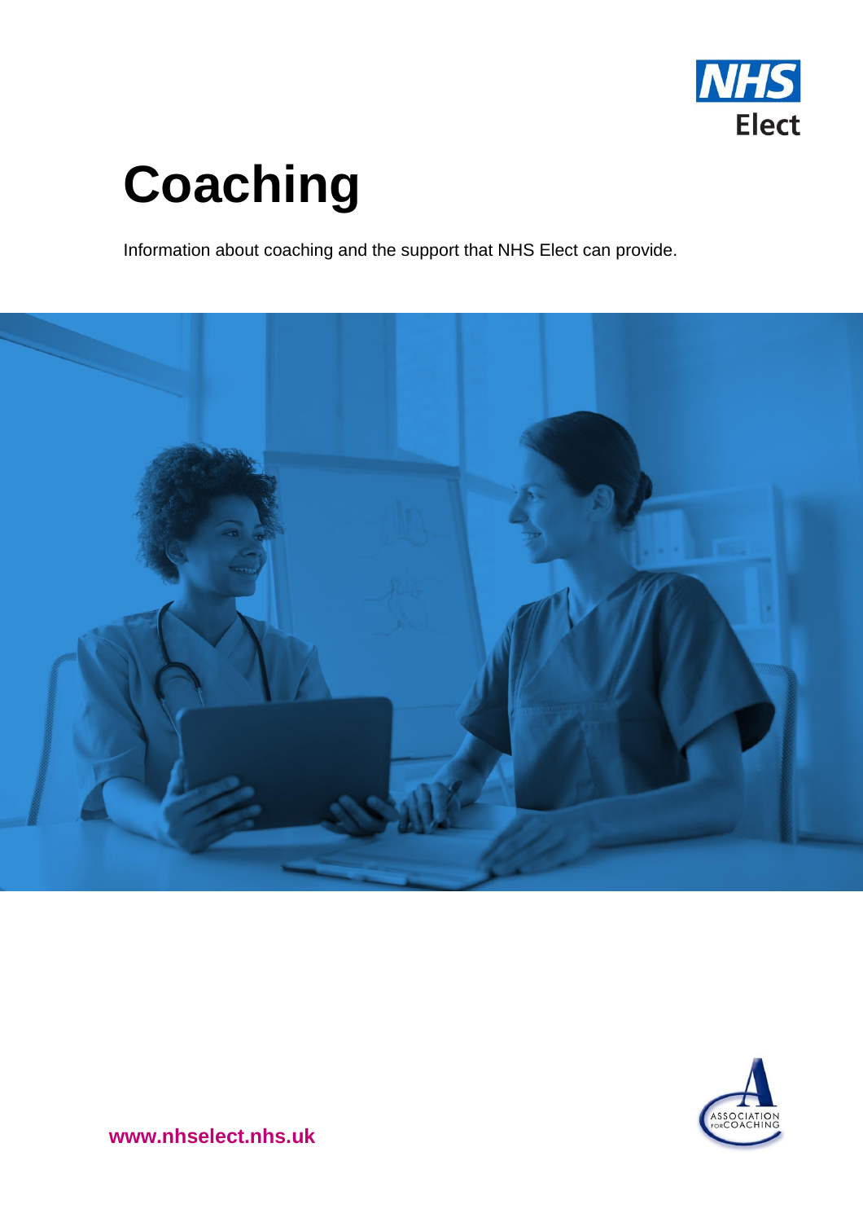NHS Elect

# Coaching

Information about coaching and the support that NHS Elect can provide.

www.nhselect.nhs.uk

ASSOCIATION FOR COACHING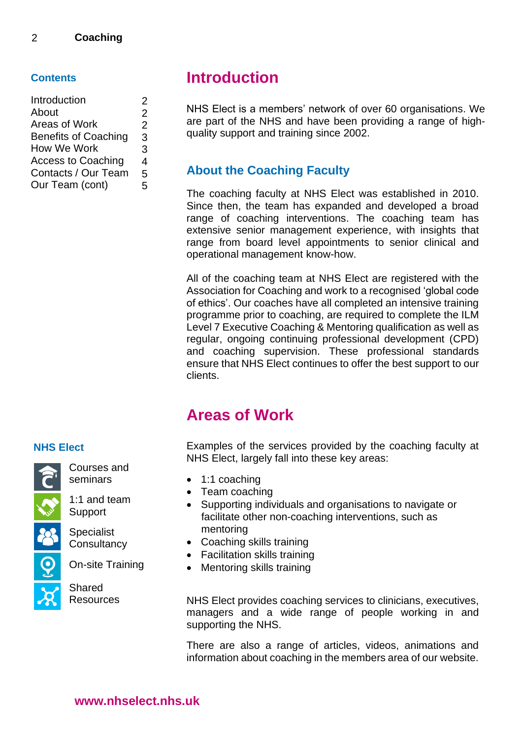## Contents

| | |
|---|---|
| Introduction | 2 |
| About | 2 |
| Areas of Work | 2 |
| Benefits of Coaching | 3 |
| How We Work | 3 |
| Access to Coaching | 4 |
| Contacts / Our Team | 5 |
| Our Team (cont) | 5 |

# Introduction

NHS Elect is a members' network of over 60 organisations. We are part of the NHS and have been providing a range of high-quality support and training since 2002.

## About the Coaching Faculty

The coaching faculty at NHS Elect was established in 2010. Since then, the team has expanded and developed a broad range of coaching interventions. The coaching team has extensive senior management experience, with insights that range from board level appointments to senior clinical and operational management know-how.

All of the coaching team at NHS Elect are registered with the Association for Coaching and work to a recognised 'global code of ethics'. Our coaches have all completed an intensive training programme prior to coaching, are required to complete the ILM Level 7 Executive Coaching & Mentoring qualification as well as regular, ongoing continuing professional development (CPD) and coaching supervision. These professional standards ensure that NHS Elect continues to offer the best support to our clients.

# Areas of Work

Examples of the services provided by the coaching faculty at NHS Elect, largely fall into these key areas:

- 1:1 coaching
- Team coaching
- Supporting individuals and organisations to navigate or facilitate other non-coaching interventions, such as mentoring
- Coaching skills training
- Facilitation skills training
- Mentoring skills training

NHS Elect provides coaching services to clinicians, executives, managers and a wide range of people working in and supporting the NHS.

There are also a range of articles, videos, animations and information about coaching in the members area of our website.

## NHS Elect

- Courses and seminars
- 1:1 and team Support
- Specialist Consultancy
- On-site Training
- Shared Resources

www.nhselect.nhs.uk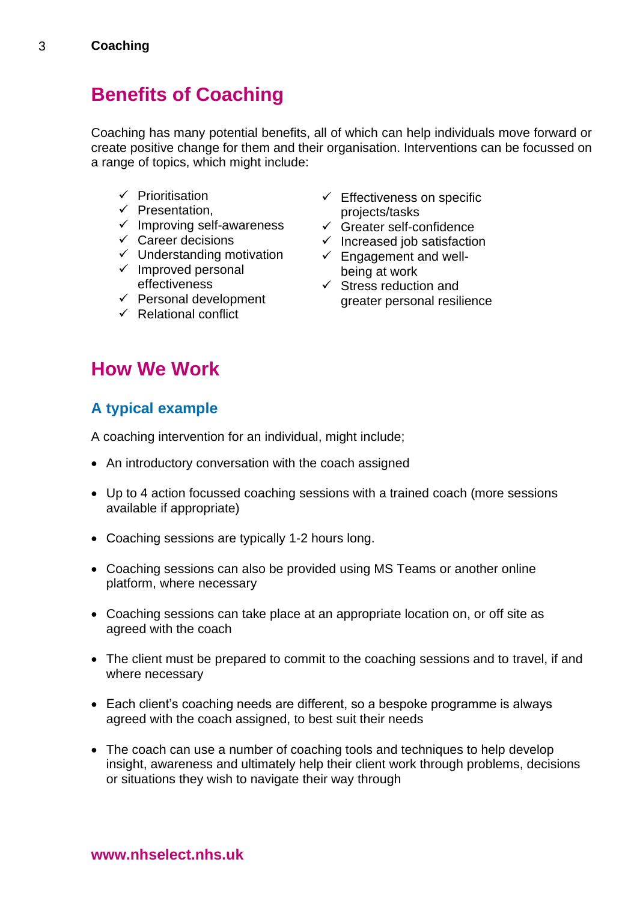## Benefits of Coaching

Coaching has many potential benefits, all of which can help individuals move forward or create positive change for them and their organisation. Interventions can be focussed on a range of topics, which might include:

- ✓ Prioritisation
- ✓ Presentation,
- ✓ Improving self-awareness
- ✓ Career decisions
- ✓ Understanding motivation
- ✓ Improved personal effectiveness
- ✓ Personal development
- ✓ Relational conflict
- ✓ Effectiveness on specific projects/tasks
- ✓ Greater self-confidence
- ✓ Increased job satisfaction
- ✓ Engagement and well-being at work
- ✓ Stress reduction and greater personal resilience

## How We Work

### A typical example

A coaching intervention for an individual, might include;

- An introductory conversation with the coach assigned
- Up to 4 action focussed coaching sessions with a trained coach (more sessions available if appropriate)
- Coaching sessions are typically 1-2 hours long.
- Coaching sessions can also be provided using MS Teams or another online platform, where necessary
- Coaching sessions can take place at an appropriate location on, or off site as agreed with the coach
- The client must be prepared to commit to the coaching sessions and to travel, if and where necessary
- Each client's coaching needs are different, so a bespoke programme is always agreed with the coach assigned, to best suit their needs
- The coach can use a number of coaching tools and techniques to help develop insight, awareness and ultimately help their client work through problems, decisions or situations they wish to navigate their way through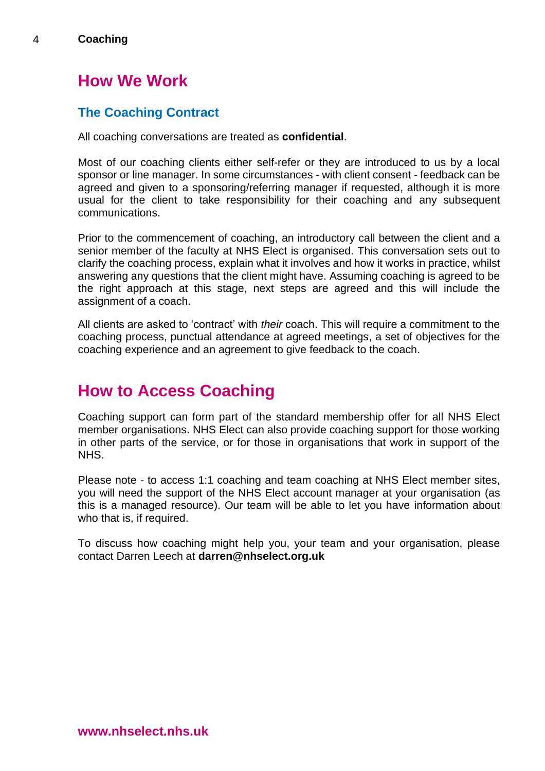## How We Work

### The Coaching Contract

All coaching conversations are treated as **confidential**.

Most of our coaching clients either self-refer or they are introduced to us by a local sponsor or line manager. In some circumstances - with client consent - feedback can be agreed and given to a sponsoring/referring manager if requested, although it is more usual for the client to take responsibility for their coaching and any subsequent communications.

Prior to the commencement of coaching, an introductory call between the client and a senior member of the faculty at NHS Elect is organised. This conversation sets out to clarify the coaching process, explain what it involves and how it works in practice, whilst answering any questions that the client might have. Assuming coaching is agreed to be the right approach at this stage, next steps are agreed and this will include the assignment of a coach.

All clients are asked to 'contract' with *their* coach. This will require a commitment to the coaching process, punctual attendance at agreed meetings, a set of objectives for the coaching experience and an agreement to give feedback to the coach.

## How to Access Coaching

Coaching support can form part of the standard membership offer for all NHS Elect member organisations. NHS Elect can also provide coaching support for those working in other parts of the service, or for those in organisations that work in support of the NHS.

Please note - to access 1:1 coaching and team coaching at NHS Elect member sites, you will need the support of the NHS Elect account manager at your organisation (as this is a managed resource). Our team will be able to let you have information about who that is, if required.

To discuss how coaching might help you, your team and your organisation, please contact Darren Leech at **darren@nhselect.org.uk**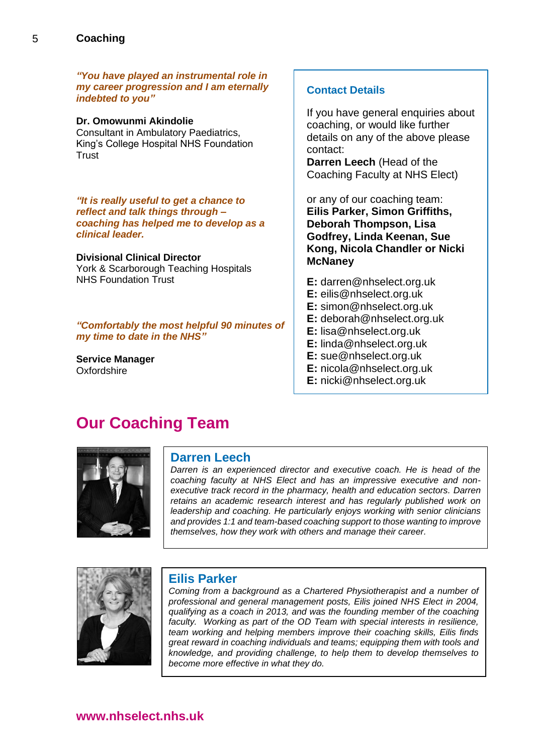*"You have played an instrumental role in my career progression and I am eternally indebted to you"*

**Dr. Omowunmi Akindolie**
Consultant in Ambulatory Paediatrics, King's College Hospital NHS Foundation Trust

*"It is really useful to get a chance to reflect and talk things through – coaching has helped me to develop as a clinical leader.*

**Divisional Clinical Director**
York & Scarborough Teaching Hospitals NHS Foundation Trust

*"Comfortably the most helpful 90 minutes of my time to date in the NHS"*

**Service Manager**
Oxfordshire

### Contact Details

If you have general enquiries about coaching, or would like further details on any of the above please contact:
**Darren Leech** (Head of the Coaching Faculty at NHS Elect)

or any of our coaching team:
**Eilis Parker, Simon Griffiths, Deborah Thompson, Lisa Godfrey, Linda Keenan, Sue Kong, Nicola Chandler or Nicki McNaney**

**E:** darren@nhselect.org.uk
**E:** eilis@nhselect.org.uk
**E:** simon@nhselect.org.uk
**E:** deborah@nhselect.org.uk
**E:** lisa@nhselect.org.uk
**E:** linda@nhselect.org.uk
**E:** sue@nhselect.org.uk
**E:** nicola@nhselect.org.uk
**E:** nicki@nhselect.org.uk

## Our Coaching Team

### Darren Leech

*Darren is an experienced director and executive coach. He is head of the coaching faculty at NHS Elect and has an impressive executive and non-executive track record in the pharmacy, health and education sectors. Darren retains an academic research interest and has regularly published work on leadership and coaching. He particularly enjoys working with senior clinicians and provides 1:1 and team-based coaching support to those wanting to improve themselves, how they work with others and manage their career.*

### Eilis Parker

*Coming from a background as a Chartered Physiotherapist and a number of professional and general management posts, Eilis joined NHS Elect in 2004, qualifying as a coach in 2013, and was the founding member of the coaching faculty. Working as part of the OD Team with special interests in resilience, team working and helping members improve their coaching skills, Eilis finds great reward in coaching individuals and teams; equipping them with tools and knowledge, and providing challenge, to help them to develop themselves to become more effective in what they do.*

**www.nhselect.nhs.uk**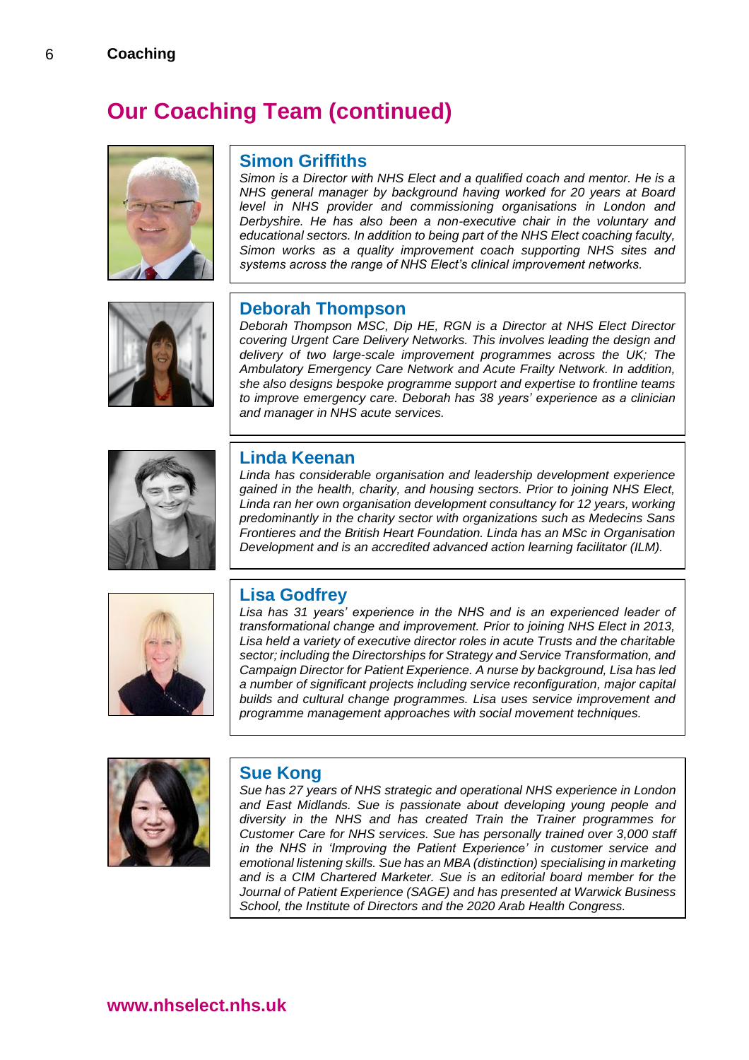# Our Coaching Team (continued)

## Simon Griffiths

*Simon is a Director with NHS Elect and a qualified coach and mentor. He is a NHS general manager by background having worked for 20 years at Board level in NHS provider and commissioning organisations in London and Derbyshire. He has also been a non-executive chair in the voluntary and educational sectors. In addition to being part of the NHS Elect coaching faculty, Simon works as a quality improvement coach supporting NHS sites and systems across the range of NHS Elect's clinical improvement networks.*

## Deborah Thompson

*Deborah Thompson MSC, Dip HE, RGN is a Director at NHS Elect Director covering Urgent Care Delivery Networks. This involves leading the design and delivery of two large-scale improvement programmes across the UK; The Ambulatory Emergency Care Network and Acute Frailty Network. In addition, she also designs bespoke programme support and expertise to frontline teams to improve emergency care. Deborah has 38 years' experience as a clinician and manager in NHS acute services.*

## Linda Keenan

*Linda has considerable organisation and leadership development experience gained in the health, charity, and housing sectors. Prior to joining NHS Elect, Linda ran her own organisation development consultancy for 12 years, working predominantly in the charity sector with organizations such as Medecins Sans Frontieres and the British Heart Foundation. Linda has an MSc in Organisation Development and is an accredited advanced action learning facilitator (ILM).*

## Lisa Godfrey

*Lisa has 31 years' experience in the NHS and is an experienced leader of transformational change and improvement. Prior to joining NHS Elect in 2013, Lisa held a variety of executive director roles in acute Trusts and the charitable sector; including the Directorships for Strategy and Service Transformation, and Campaign Director for Patient Experience. A nurse by background, Lisa has led a number of significant projects including service reconfiguration, major capital builds and cultural change programmes. Lisa uses service improvement and programme management approaches with social movement techniques.*

## Sue Kong

*Sue has 27 years of NHS strategic and operational NHS experience in London and East Midlands. Sue is passionate about developing young people and diversity in the NHS and has created Train the Trainer programmes for Customer Care for NHS services. Sue has personally trained over 3,000 staff in the NHS in 'Improving the Patient Experience' in customer service and emotional listening skills. Sue has an MBA (distinction) specialising in marketing and is a CIM Chartered Marketer. Sue is an editorial board member for the Journal of Patient Experience (SAGE) and has presented at Warwick Business School, the Institute of Directors and the 2020 Arab Health Congress.*

**www.nhselect.nhs.uk**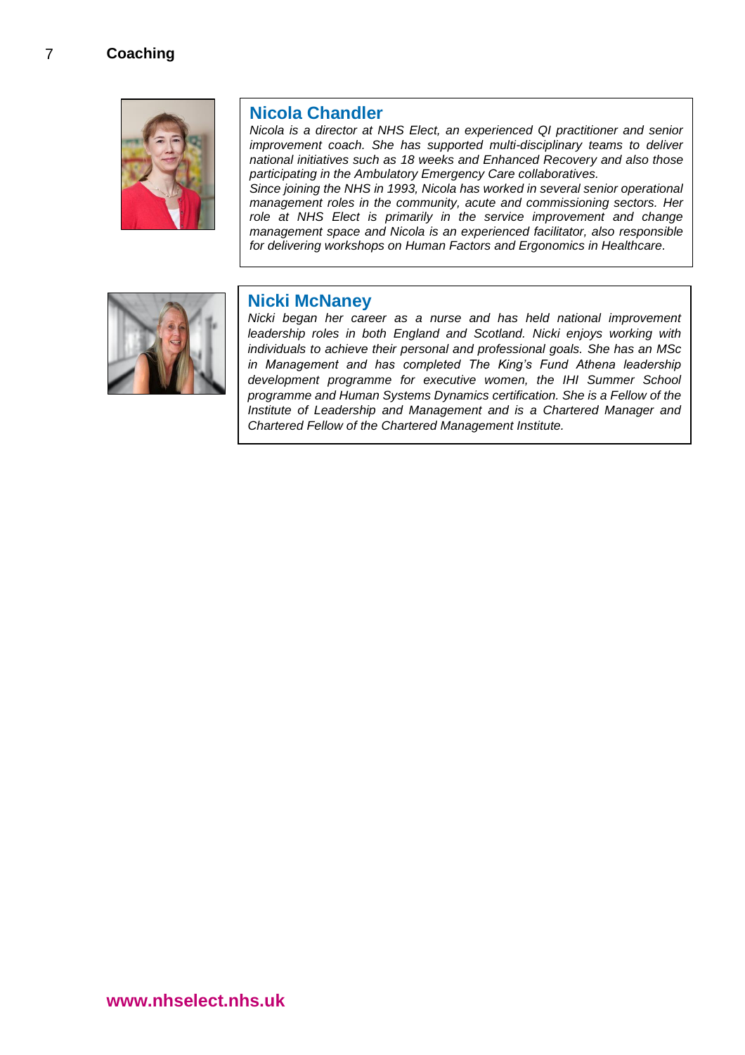## Nicola Chandler

*Nicola is a director at NHS Elect, an experienced QI practitioner and senior improvement coach. She has supported multi-disciplinary teams to deliver national initiatives such as 18 weeks and Enhanced Recovery and also those participating in the Ambulatory Emergency Care collaboratives.*

*Since joining the NHS in 1993, Nicola has worked in several senior operational management roles in the community, acute and commissioning sectors. Her role at NHS Elect is primarily in the service improvement and change management space and Nicola is an experienced facilitator, also responsible for delivering workshops on Human Factors and Ergonomics in Healthcare.*

## Nicki McNaney

*Nicki began her career as a nurse and has held national improvement leadership roles in both England and Scotland. Nicki enjoys working with individuals to achieve their personal and professional goals. She has an MSc in Management and has completed The King's Fund Athena leadership development programme for executive women, the IHI Summer School programme and Human Systems Dynamics certification. She is a Fellow of the Institute of Leadership and Management and is a Chartered Manager and Chartered Fellow of the Chartered Management Institute.*